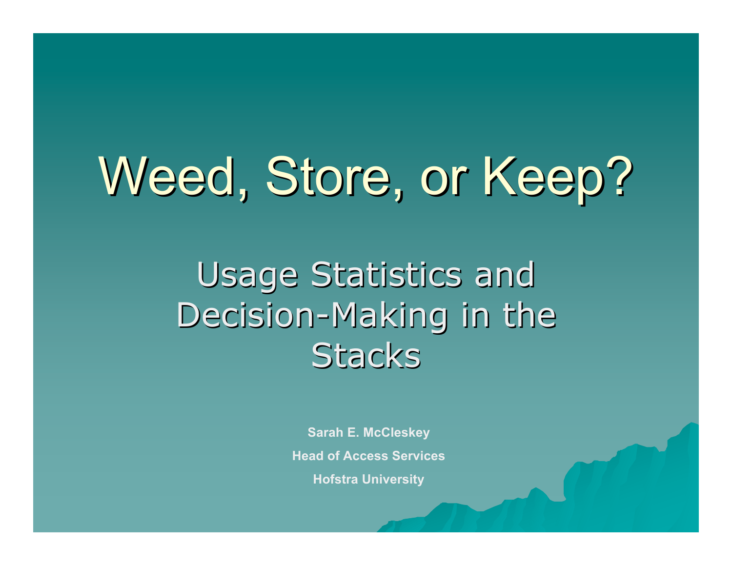# Weed, Store, or Keep?

## Usage Statistics and Decision-Making in the Stacks

**Sarah E. McCleskey**

**Head of Access Services**

**Hofstra University**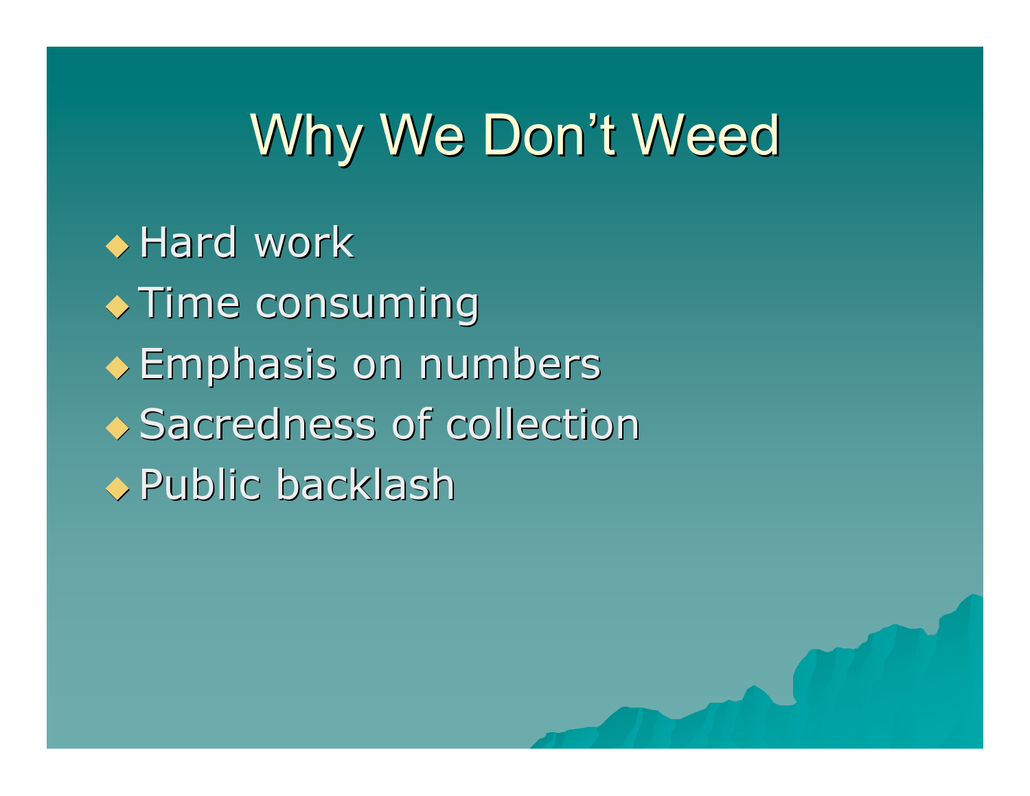# Why We Don't Weed

- Hard work
- Time consuming
- Emphasis on numbers
- Sacredness of collection
- Public backlash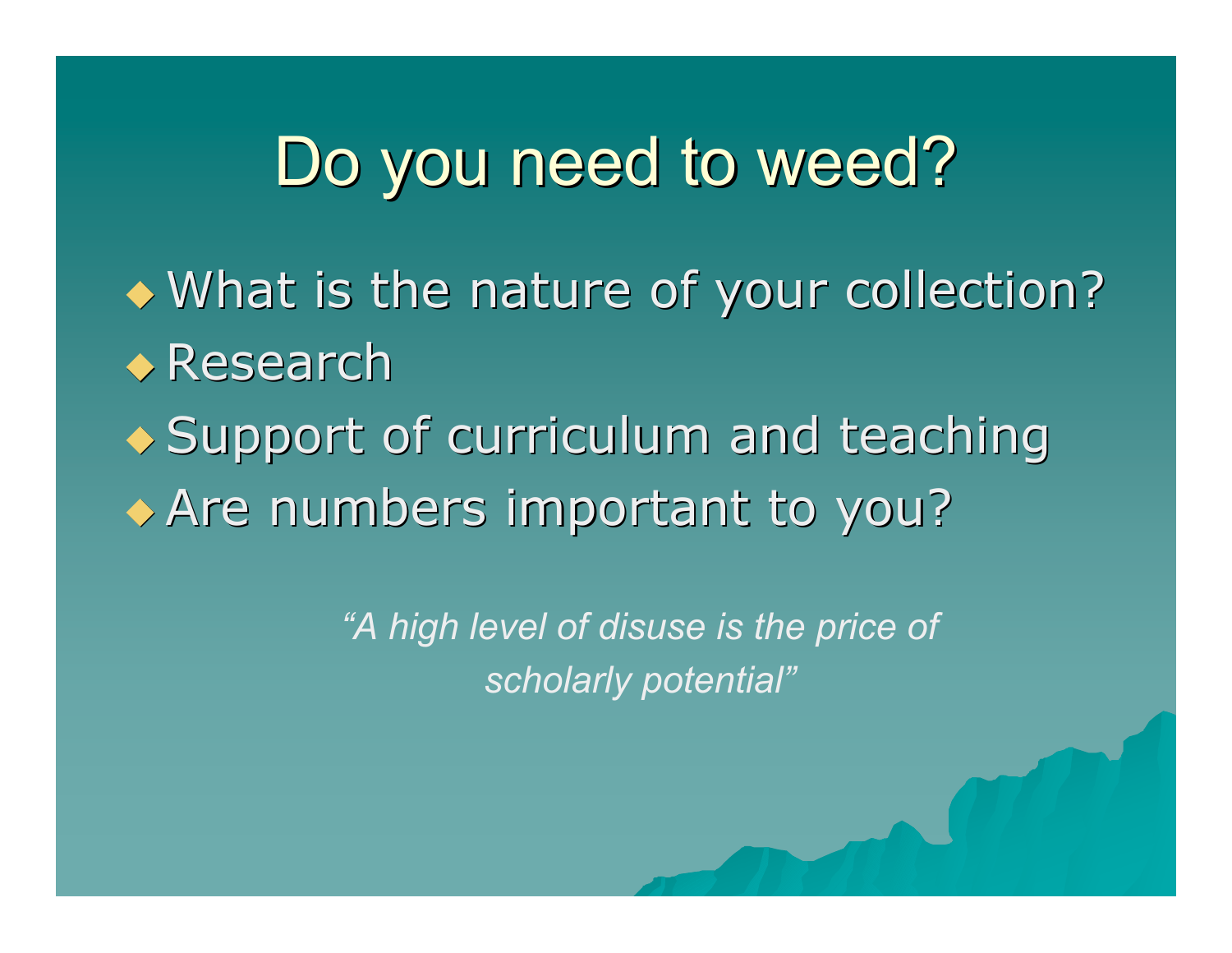# Do you need to weed?

- What is the nature of your collection?
- Research
- Support of curriculum and teaching
- Are numbers important to you?

*"A high level of disuse is the price of scholarly potential"*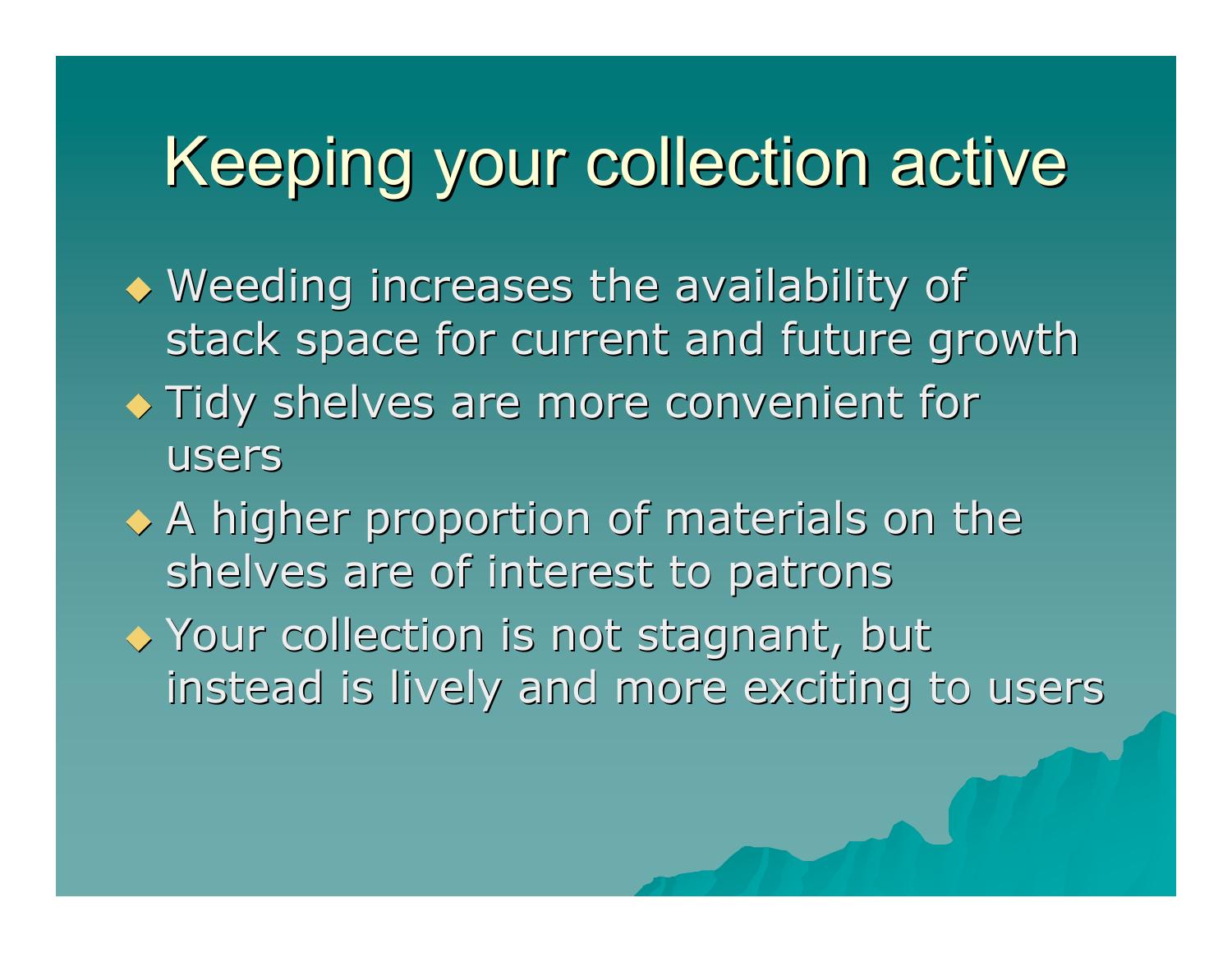# Keeping your collection active

- Weeding increases the availability of stack space for current and future growth
- Tidy shelves are more convenient for users
- A higher proportion of materials on the shelves are of interest to patrons
- Your collection is not stagnant, but instead is lively and more exciting to users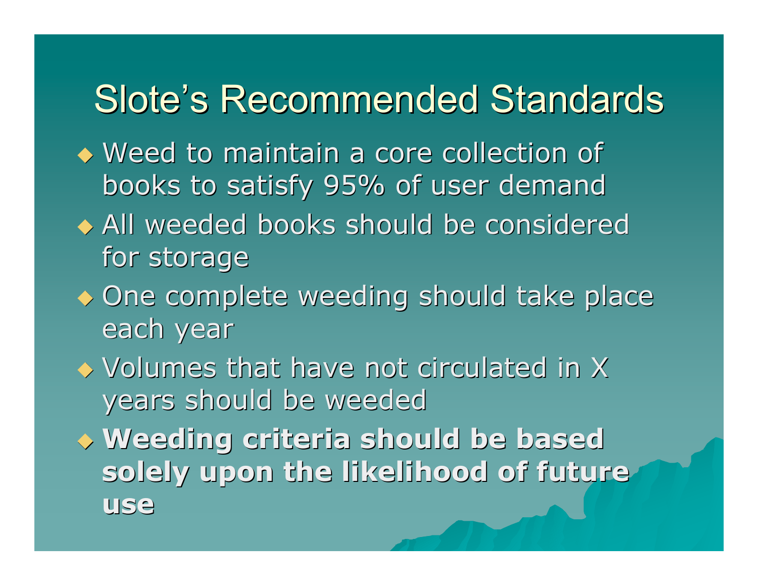# Slote's Recommended Standards

- Weed to maintain a core collection of books to satisfy 95% of user demand
- All weeded books should be considered for storage
- One complete weeding should take place each year
- Volumes that have not circulated in X years should be weeded
- **Weeding criteria should be based solely upon the likelihood of future use**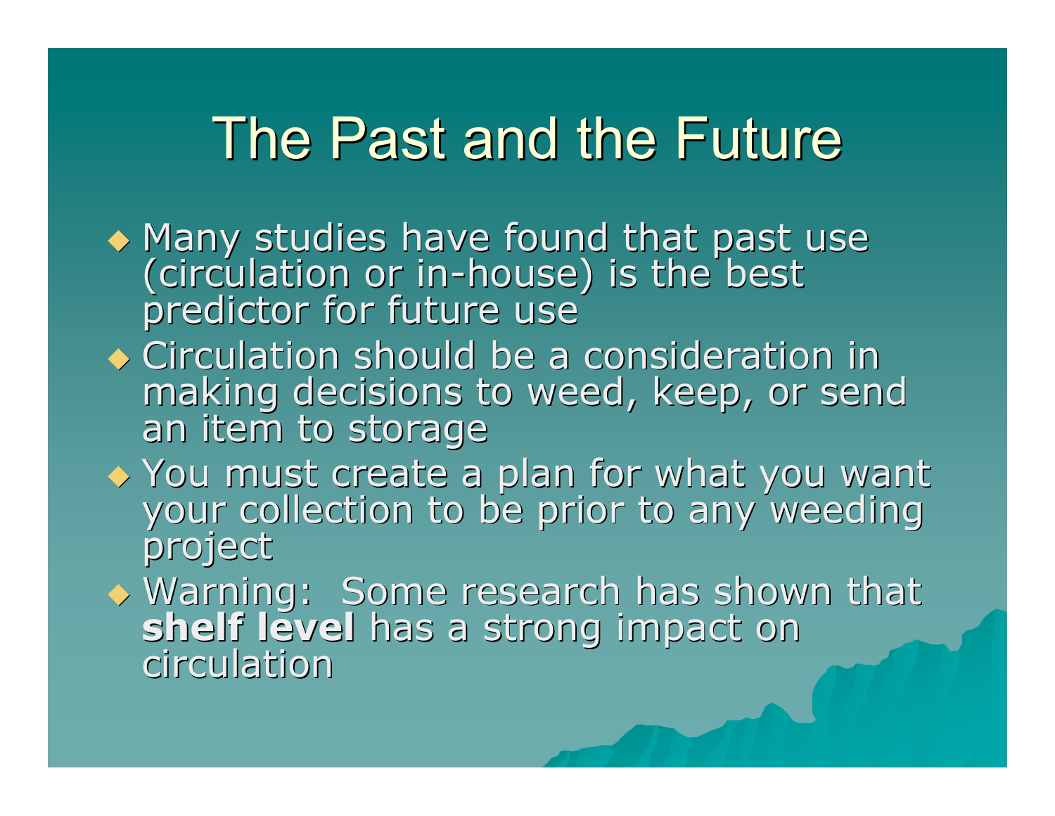# The Past and the Future

- Many studies have found that past use (circulation or in-house) is the best predictor for future use
- Circulation should be a consideration in making decisions to weed, keep, or send an item to storage
- You must create a plan for what you want your collection to be prior to any weeding project
- Warning: Some research has shown that **shelf level** has a strong impact on circulation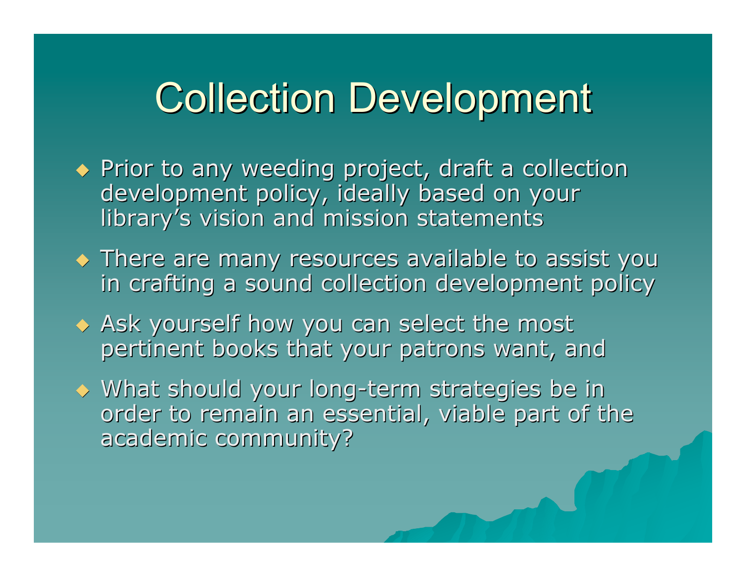# Collection Development

- Prior to any weeding project, draft a collection development policy, ideally based on your library's vision and mission statements
- There are many resources available to assist you in crafting a sound collection development policy
- Ask yourself how you can select the most pertinent books that your patrons want, and
- What should your long-term strategies be in order to remain an essential, viable part of the academic community?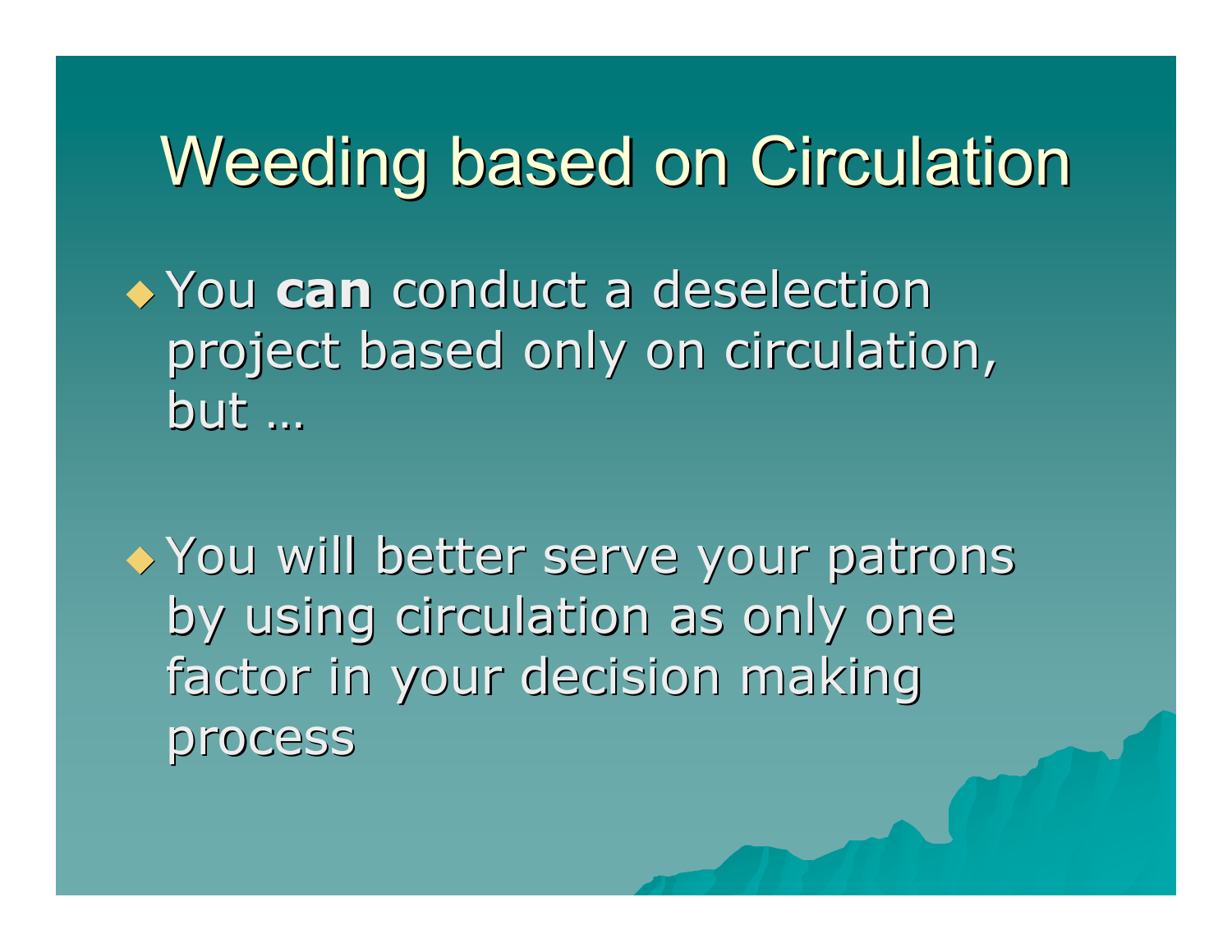# Weeding based on Circulation

- You **can** conduct a deselection project based only on circulation, but …
- You will better serve your patrons by using circulation as only one factor in your decision making process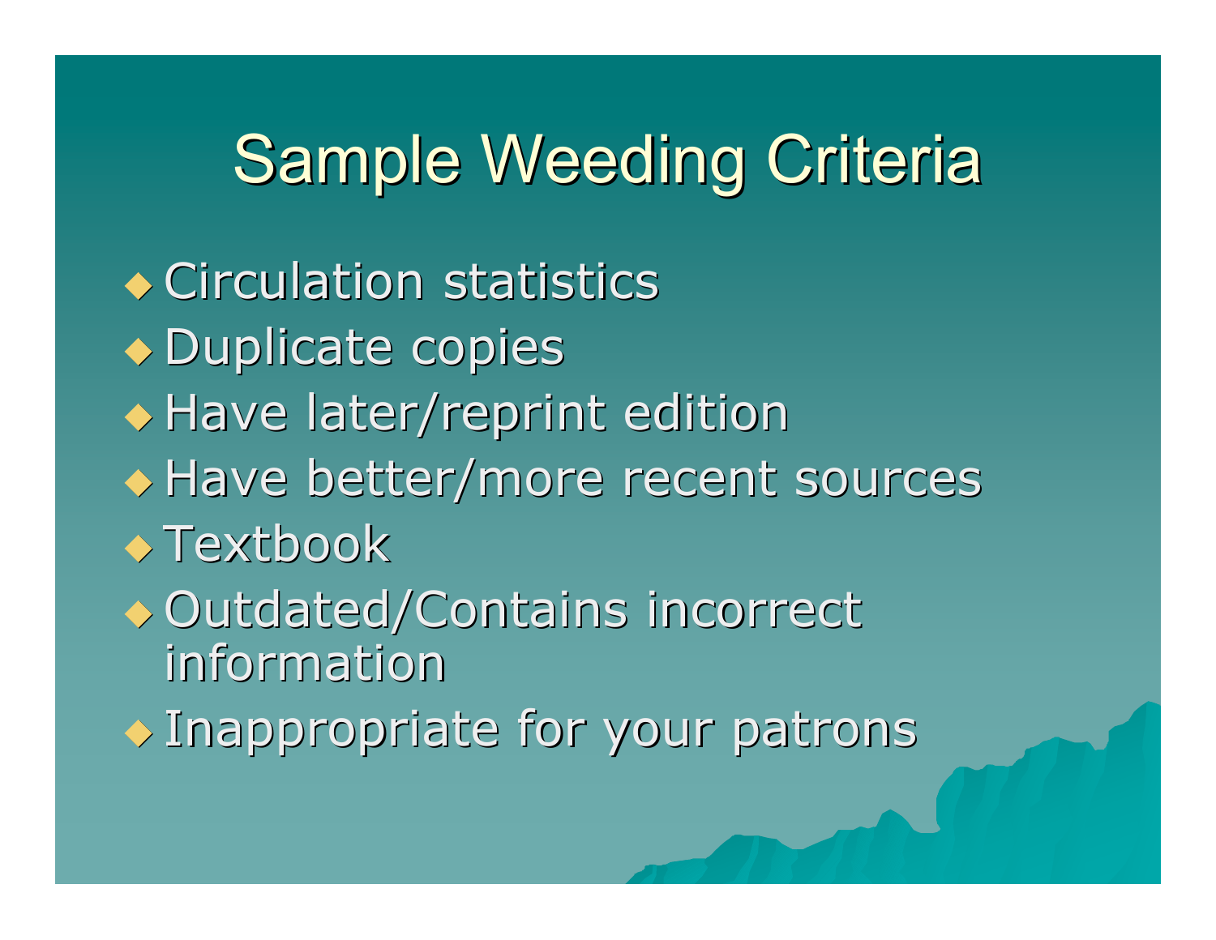# Sample Weeding Criteria

- Circulation statistics
- Duplicate copies
- Have later/reprint edition
- Have better/more recent sources
- Textbook
- Outdated/Contains incorrect information
- Inappropriate for your patrons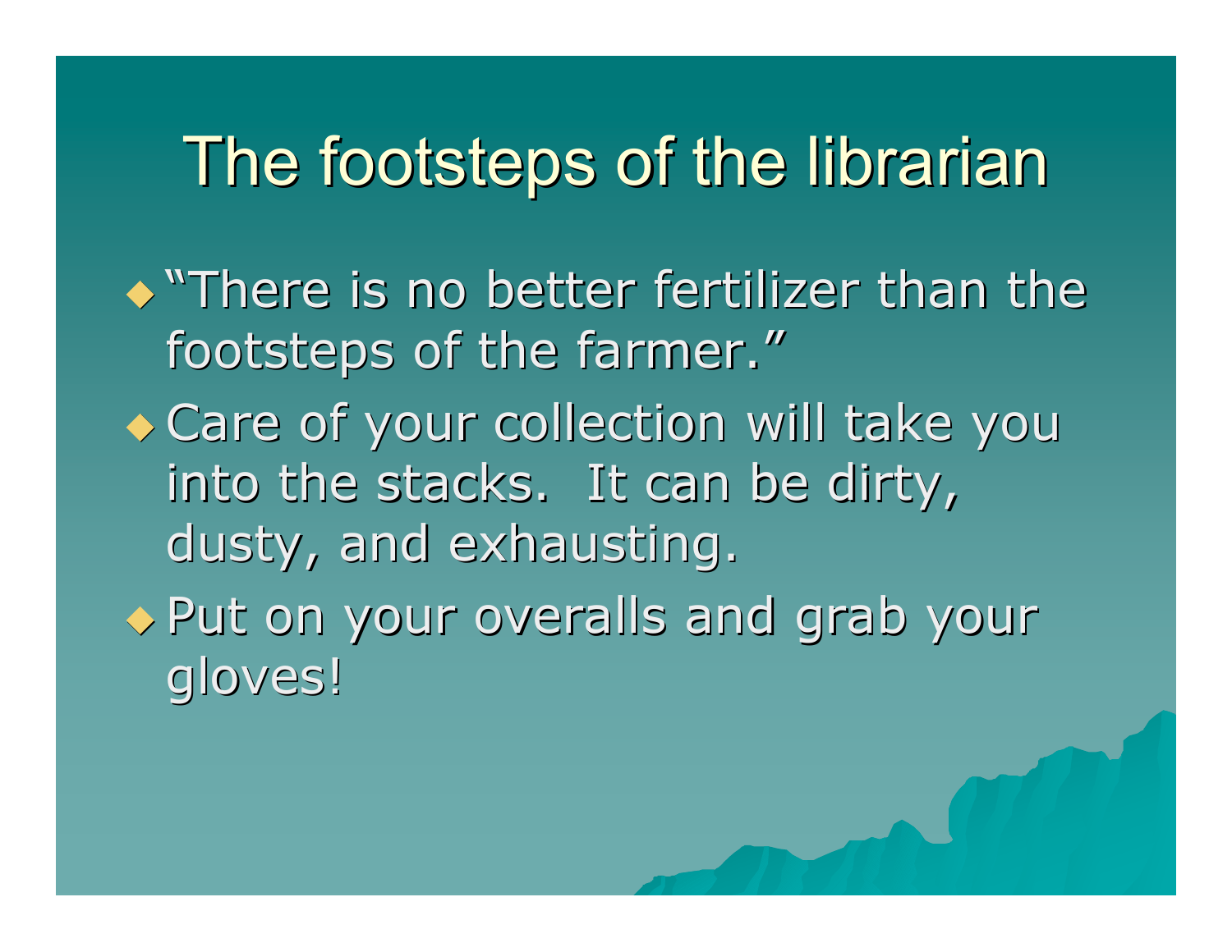# The footsteps of the librarian

- "There is no better fertilizer than the footsteps of the farmer."
- Care of your collection will take you into the stacks. It can be dirty, dusty, and exhausting.
- Put on your overalls and grab your gloves!